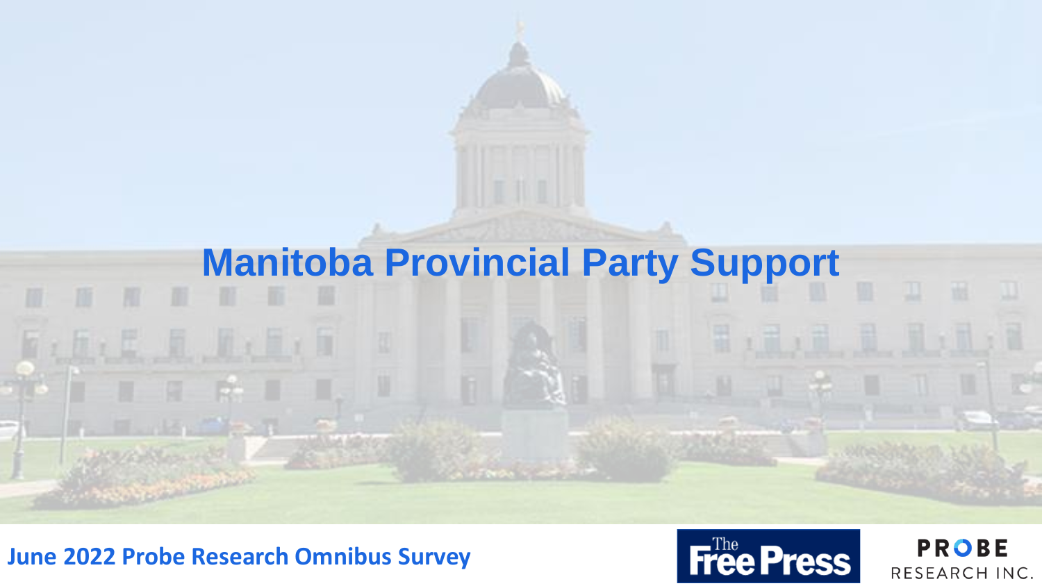# Manitoba Provincial Party Support

June 2022 Probe Research Omnibus Survey

The Free Press

PROBE RESEARCH INC.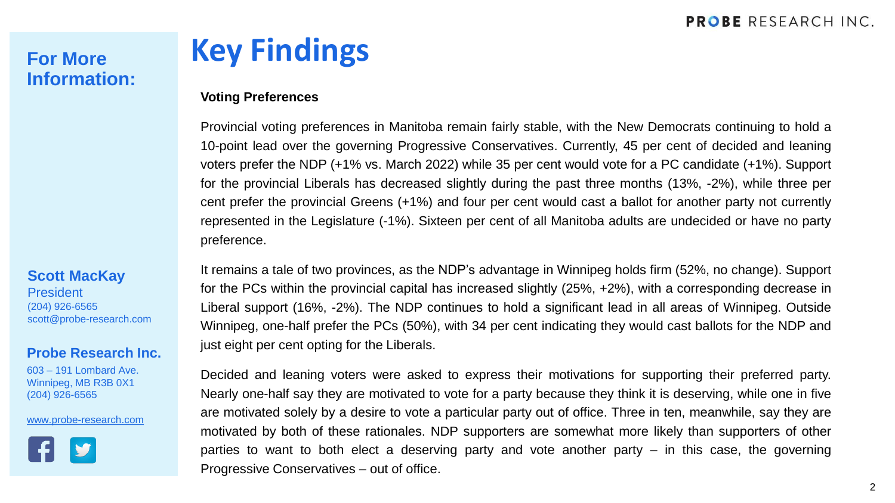# Key Findings

**For More Information:**

**Scott MacKay**
President
(204) 926-6565
scott@probe-research.com

**Probe Research Inc.**
603 – 191 Lombard Ave.
Winnipeg, MB R3B 0X1
(204) 926-6565

www.probe-research.com

**Voting Preferences**

Provincial voting preferences in Manitoba remain fairly stable, with the New Democrats continuing to hold a 10-point lead over the governing Progressive Conservatives. Currently, 45 per cent of decided and leaning voters prefer the NDP (+1% vs. March 2022) while 35 per cent would vote for a PC candidate (+1%). Support for the provincial Liberals has decreased slightly during the past three months (13%, -2%), while three per cent prefer the provincial Greens (+1%) and four per cent would cast a ballot for another party not currently represented in the Legislature (-1%). Sixteen per cent of all Manitoba adults are undecided or have no party preference.

It remains a tale of two provinces, as the NDP's advantage in Winnipeg holds firm (52%, no change). Support for the PCs within the provincial capital has increased slightly (25%, +2%), with a corresponding decrease in Liberal support (16%, -2%). The NDP continues to hold a significant lead in all areas of Winnipeg. Outside Winnipeg, one-half prefer the PCs (50%), with 34 per cent indicating they would cast ballots for the NDP and just eight per cent opting for the Liberals.

Decided and leaning voters were asked to express their motivations for supporting their preferred party. Nearly one-half say they are motivated to vote for a party because they think it is deserving, while one in five are motivated solely by a desire to vote a particular party out of office. Three in ten, meanwhile, say they are motivated by both of these rationales. NDP supporters are somewhat more likely than supporters of other parties to want to both elect a deserving party and vote another party – in this case, the governing Progressive Conservatives – out of office.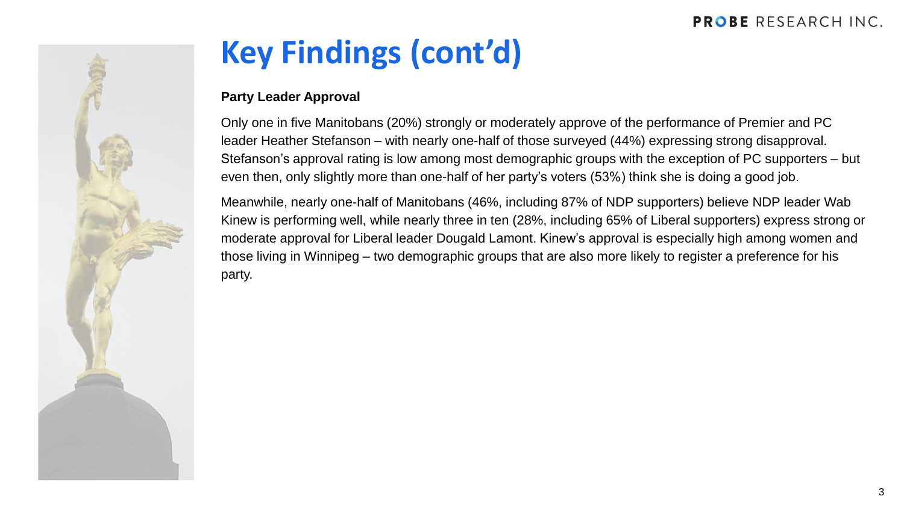# Key Findings (cont'd)

**Party Leader Approval**

Only one in five Manitobans (20%) strongly or moderately approve of the performance of Premier and PC leader Heather Stefanson – with nearly one-half of those surveyed (44%) expressing strong disapproval. Stefanson's approval rating is low among most demographic groups with the exception of PC supporters – but even then, only slightly more than one-half of her party's voters (53%) think she is doing a good job.

Meanwhile, nearly one-half of Manitobans (46%, including 87% of NDP supporters) believe NDP leader Wab Kinew is performing well, while nearly three in ten (28%, including 65% of Liberal supporters) express strong or moderate approval for Liberal leader Dougald Lamont. Kinew's approval is especially high among women and those living in Winnipeg – two demographic groups that are also more likely to register a preference for his party.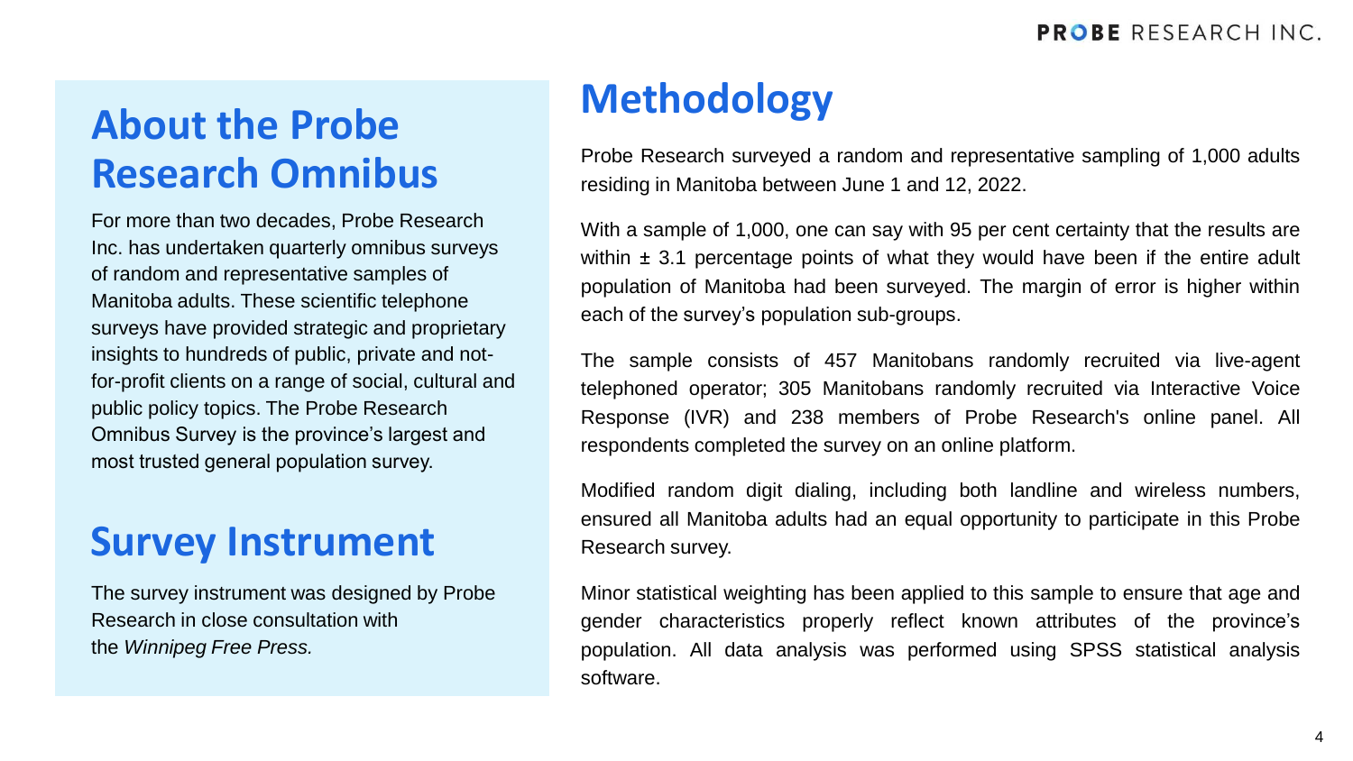## About the Probe Research Omnibus

For more than two decades, Probe Research Inc. has undertaken quarterly omnibus surveys of random and representative samples of Manitoba adults. These scientific telephone surveys have provided strategic and proprietary insights to hundreds of public, private and not-for-profit clients on a range of social, cultural and public policy topics. The Probe Research Omnibus Survey is the province's largest and most trusted general population survey.

## Survey Instrument

The survey instrument was designed by Probe Research in close consultation with the *Winnipeg Free Press.*

## Methodology

Probe Research surveyed a random and representative sampling of 1,000 adults residing in Manitoba between June 1 and 12, 2022.

With a sample of 1,000, one can say with 95 per cent certainty that the results are within ± 3.1 percentage points of what they would have been if the entire adult population of Manitoba had been surveyed. The margin of error is higher within each of the survey's population sub-groups.

The sample consists of 457 Manitobans randomly recruited via live-agent telephoned operator; 305 Manitobans randomly recruited via Interactive Voice Response (IVR) and 238 members of Probe Research's online panel. All respondents completed the survey on an online platform.

Modified random digit dialing, including both landline and wireless numbers, ensured all Manitoba adults had an equal opportunity to participate in this Probe Research survey.

Minor statistical weighting has been applied to this sample to ensure that age and gender characteristics properly reflect known attributes of the province's population. All data analysis was performed using SPSS statistical analysis software.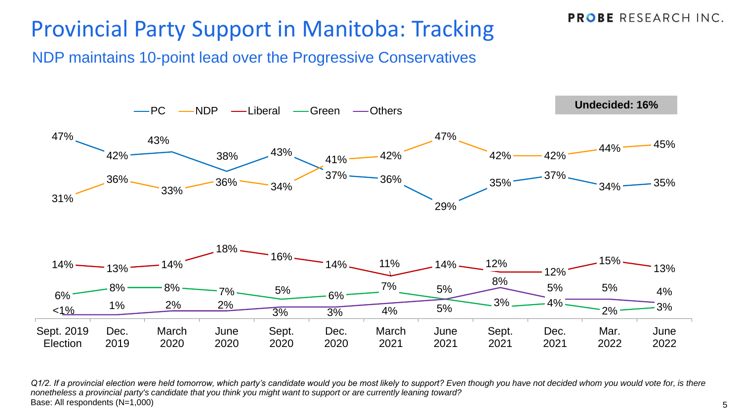# Provincial Party Support in Manitoba: Tracking

## NDP maintains 10-point lead over the Progressive Conservatives

**Undecided: 16%**

| Party | Sept. 2019 Election | Dec. 2019 | March 2020 | June 2020 | Sept. 2020 | Dec. 2020 | March 2021 | June 2021 | Sept. 2021 | Dec. 2021 | Mar. 2022 | June 2022 |
|---|---|---|---|---|---|---|---|---|---|---|---|---|
| PC | 47% | 42% | 43% | 38% | 43% | 37% | 36% | 29% | 35% | 37% | 34% | 35% |
| NDP | 31% | 36% | 33% | 36% | 34% | 41% | 42% | 47% | 42% | 42% | 44% | 45% |
| Liberal | 14% | 13% | 14% | 18% | 16% | 14% | 11% | 14% | 12% | 12% | 15% | 13% |
| Green | 6% | 8% | 8% | 7% | 5% | 6% | 7% | 5% | 3% | 4% | 2% | 3% |
| Others | <1% | 1% | 2% | 2% | 3% | 3% | 4% | 5% | 8% | 5% | 5% | 4% |

*Q1/2. If a provincial election were held tomorrow, which party's candidate would you be most likely to support? Even though you have not decided whom you would vote for, is there nonetheless a provincial party's candidate that you think you might want to support or are currently leaning toward?*

Base: All respondents (N=1,000)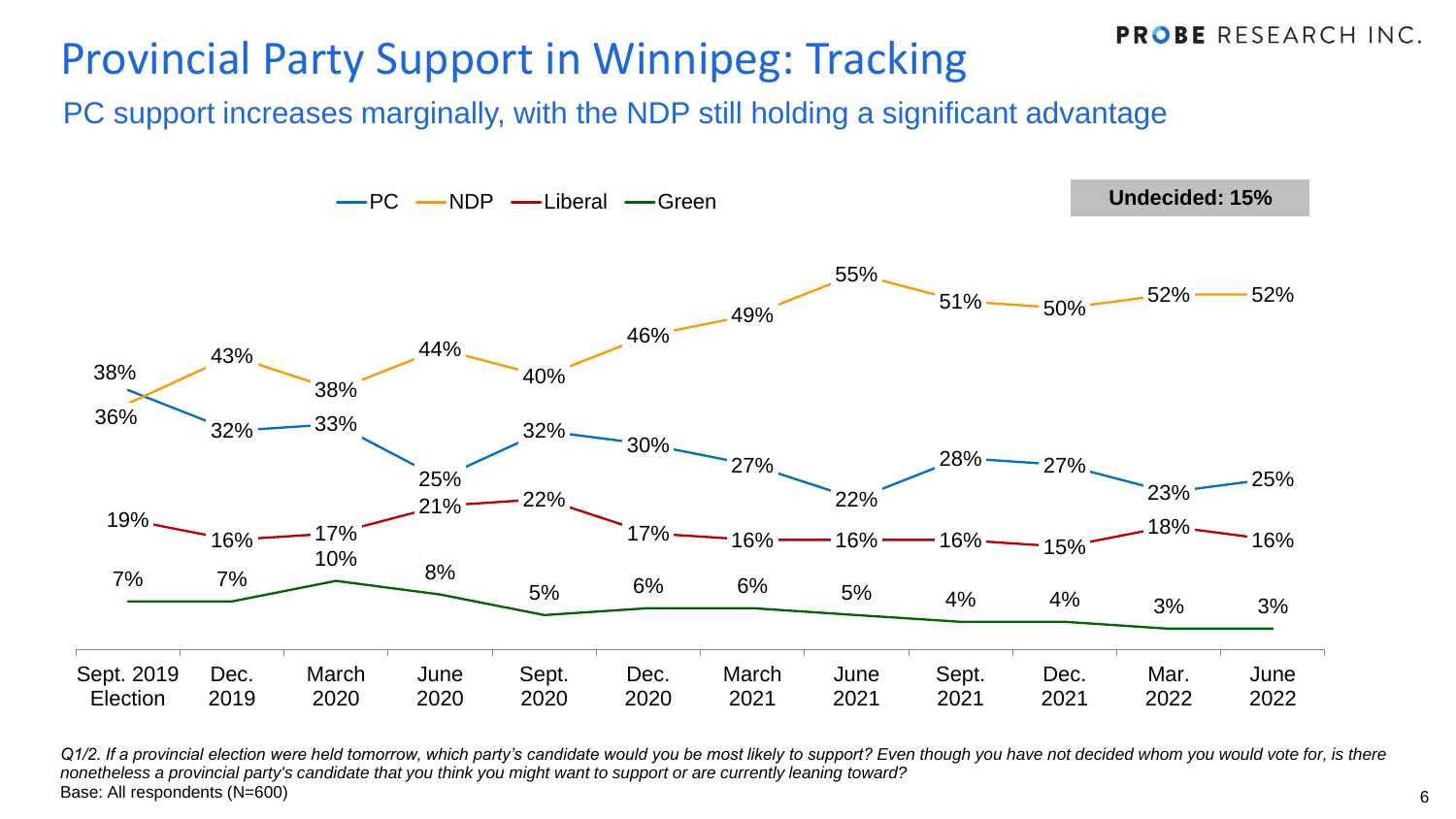# Provincial Party Support in Winnipeg: Tracking

## PC support increases marginally, with the NDP still holding a significant advantage

Undecided: 15%

| | Sept. 2019 Election | Dec. 2019 | March 2020 | June 2020 | Sept. 2020 | Dec. 2020 | March 2021 | June 2021 | Sept. 2021 | Dec. 2021 | Mar. 2022 | June 2022 |
|---|---|---|---|---|---|---|---|---|---|---|---|---|
| PC | 38% | 32% | 33% | 25% | 32% | 30% | 27% | 22% | 28% | 27% | 23% | 25% |
| NDP | 36% | 43% | 38% | 44% | 40% | 46% | 49% | 55% | 51% | 50% | 52% | 52% |
| Liberal | 19% | 16% | 17% | 21% | 22% | 17% | 16% | 16% | 16% | 15% | 18% | 16% |
| Green | 7% | 7% | 10% | 8% | 5% | 6% | 6% | 5% | 4% | 4% | 3% | 3% |

*Q1/2. If a provincial election were held tomorrow, which party's candidate would you be most likely to support? Even though you have not decided whom you would vote for, is there nonetheless a provincial party's candidate that you think you might want to support or are currently leaning toward?*

Base: All respondents (N=600)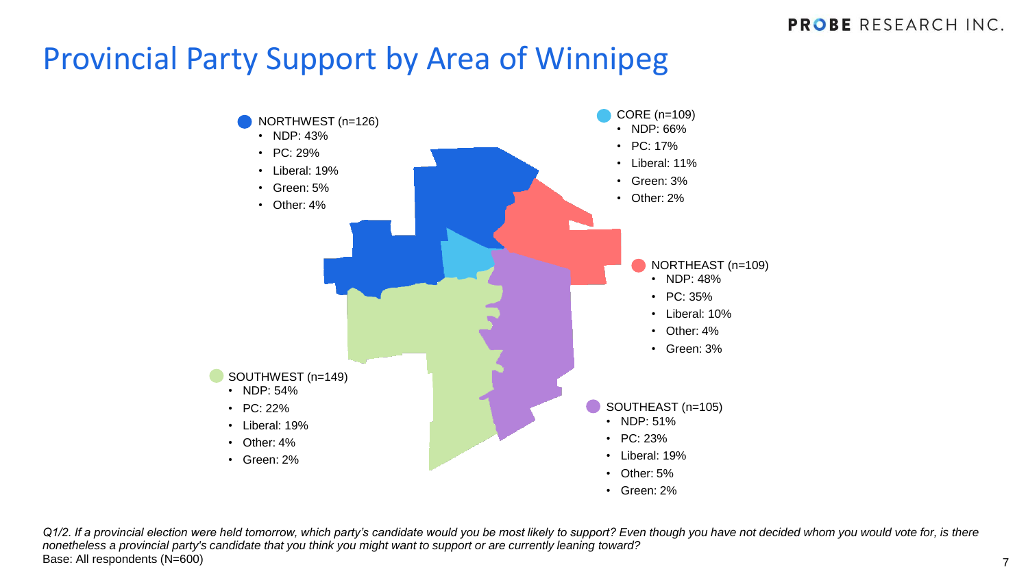# Provincial Party Support by Area of Winnipeg

NORTHWEST (n=126)
- NDP: 43%
- PC: 29%
- Liberal: 19%
- Green: 5%
- Other: 4%

CORE (n=109)
- NDP: 66%
- PC: 17%
- Liberal: 11%
- Green: 3%
- Other: 2%

NORTHEAST (n=109)
- NDP: 48%
- PC: 35%
- Liberal: 10%
- Other: 4%
- Green: 3%

SOUTHWEST (n=149)
- NDP: 54%
- PC: 22%
- Liberal: 19%
- Other: 4%
- Green: 2%

SOUTHEAST (n=105)
- NDP: 51%
- PC: 23%
- Liberal: 19%
- Other: 5%
- Green: 2%

*Q1/2. If a provincial election were held tomorrow, which party's candidate would you be most likely to support? Even though you have not decided whom you would vote for, is there nonetheless a provincial party's candidate that you think you might want to support or are currently leaning toward?*
Base: All respondents (N=600)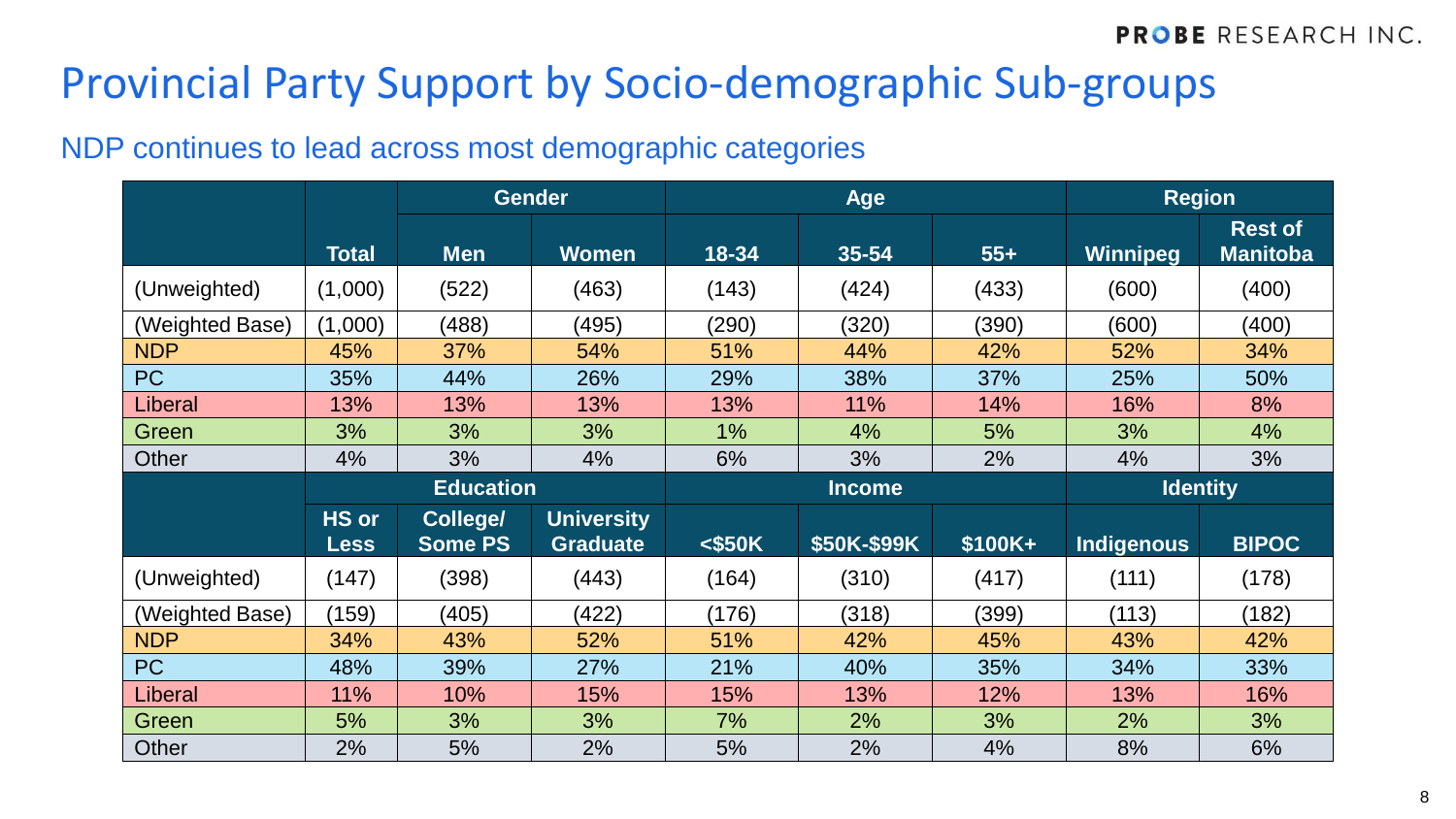# Provincial Party Support by Socio-demographic Sub-groups

## NDP continues to lead across most demographic categories

| | Total | Gender | | Age | | | Region | |
|---|---|---|---|---|---|---|---|---|
| | | Men | Women | 18-34 | 35-54 | 55+ | Winnipeg | Rest of Manitoba |
| (Unweighted) | (1,000) | (522) | (463) | (143) | (424) | (433) | (600) | (400) |
| (Weighted Base) | (1,000) | (488) | (495) | (290) | (320) | (390) | (600) | (400) |
| NDP | 45% | 37% | 54% | 51% | 44% | 42% | 52% | 34% |
| PC | 35% | 44% | 26% | 29% | 38% | 37% | 25% | 50% |
| Liberal | 13% | 13% | 13% | 13% | 11% | 14% | 16% | 8% |
| Green | 3% | 3% | 3% | 1% | 4% | 5% | 3% | 4% |
| Other | 4% | 3% | 4% | 6% | 3% | 2% | 4% | 3% |

| | Education | | | Income | | | Identity | |
|---|---|---|---|---|---|---|---|---|
| | HS or Less | College/ Some PS | University Graduate | <$50K | $50K-$99K | $100K+ | Indigenous | BIPOC |
| (Unweighted) | (147) | (398) | (443) | (164) | (310) | (417) | (111) | (178) |
| (Weighted Base) | (159) | (405) | (422) | (176) | (318) | (399) | (113) | (182) |
| NDP | 34% | 43% | 52% | 51% | 42% | 45% | 43% | 42% |
| PC | 48% | 39% | 27% | 21% | 40% | 35% | 34% | 33% |
| Liberal | 11% | 10% | 15% | 15% | 13% | 12% | 13% | 16% |
| Green | 5% | 3% | 3% | 7% | 2% | 3% | 2% | 3% |
| Other | 2% | 5% | 2% | 5% | 2% | 4% | 8% | 6% |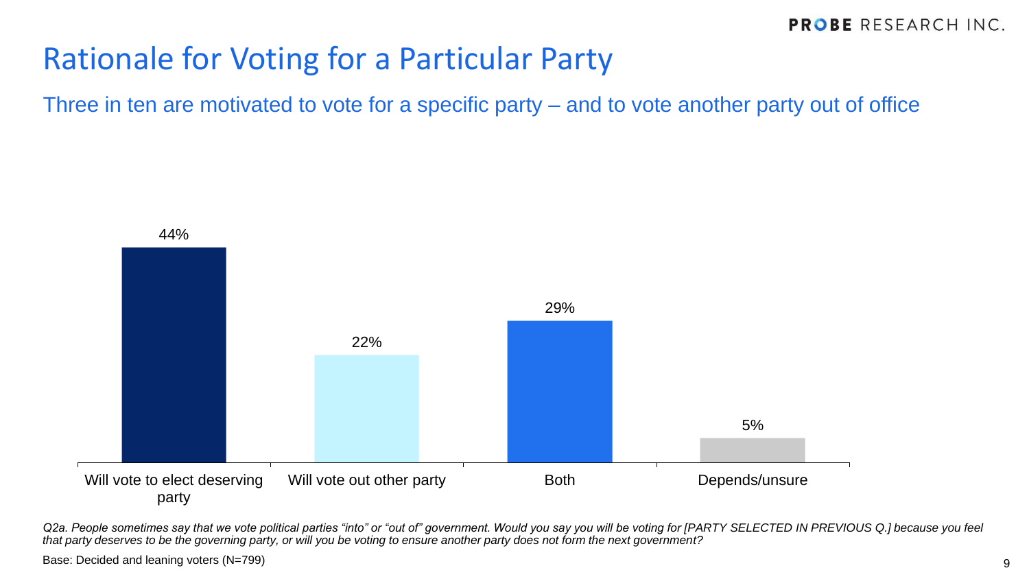# Rationale for Voting for a Particular Party

## Three in ten are motivated to vote for a specific party – and to vote another party out of office

| Will vote to elect deserving party | Will vote out other party | Both | Depends/unsure |
|---|---|---|---|
| 44% | 22% | 29% | 5% |

*Q2a. People sometimes say that we vote political parties “into” or “out of” government. Would you say you will be voting for [PARTY SELECTED IN PREVIOUS Q.] because you feel that party deserves to be the governing party, or will you be voting to ensure another party does not form the next government?*

Base: Decided and leaning voters (N=799)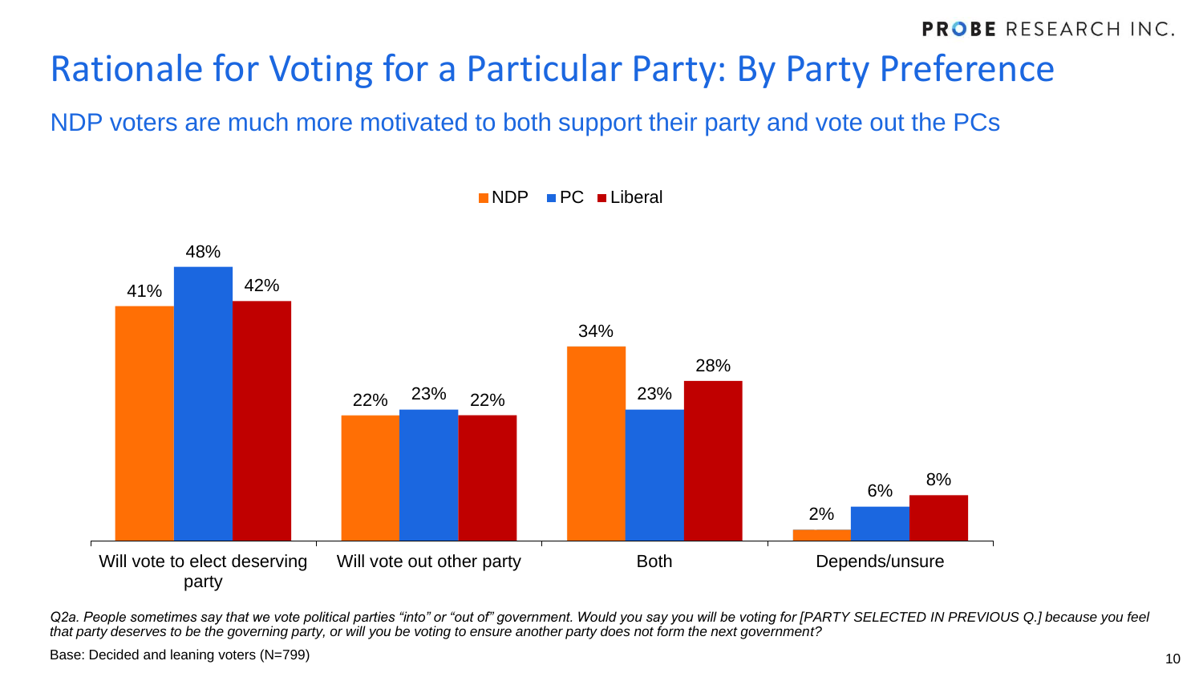# Rationale for Voting for a Particular Party: By Party Preference

## NDP voters are much more motivated to both support their party and vote out the PCs

| | NDP | PC | Liberal |
|---|---|---|---|
| Will vote to elect deserving party | 41% | 48% | 42% |
| Will vote out other party | 22% | 23% | 22% |
| Both | 34% | 23% | 28% |
| Depends/unsure | 2% | 6% | 8% |

*Q2a. People sometimes say that we vote political parties "into" or "out of" government. Would you say you will be voting for [PARTY SELECTED IN PREVIOUS Q.] because you feel that party deserves to be the governing party, or will you be voting to ensure another party does not form the next government?*

Base: Decided and leaning voters (N=799)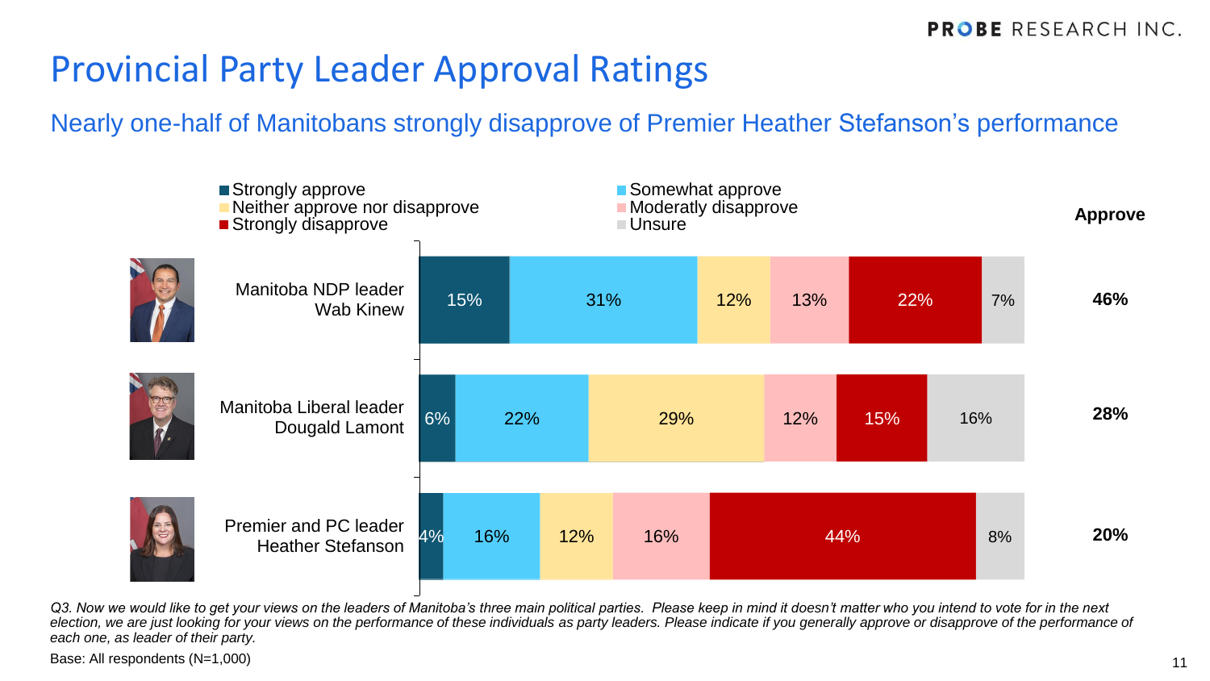# Provincial Party Leader Approval Ratings

## Nearly one-half of Manitobans strongly disapprove of Premier Heather Stefanson's performance

| | Strongly approve | Somewhat approve | Neither approve nor disapprove | Moderately disapprove | Strongly disapprove | Unsure | Approve |
|---|---|---|---|---|---|---|---|
| Manitoba NDP leader Wab Kinew | 15% | 31% | 12% | 13% | 22% | 7% | **46%** |
| Manitoba Liberal leader Dougald Lamont | 6% | 22% | 29% | 12% | 15% | 16% | **28%** |
| Premier and PC leader Heather Stefanson | 4% | 16% | 12% | 16% | 44% | 8% | **20%** |

*Q3. Now we would like to get your views on the leaders of Manitoba's three main political parties. Please keep in mind it doesn't matter who you intend to vote for in the next election, we are just looking for your views on the performance of these individuals as party leaders. Please indicate if you generally approve or disapprove of the performance of each one, as leader of their party.*

Base: All respondents (N=1,000)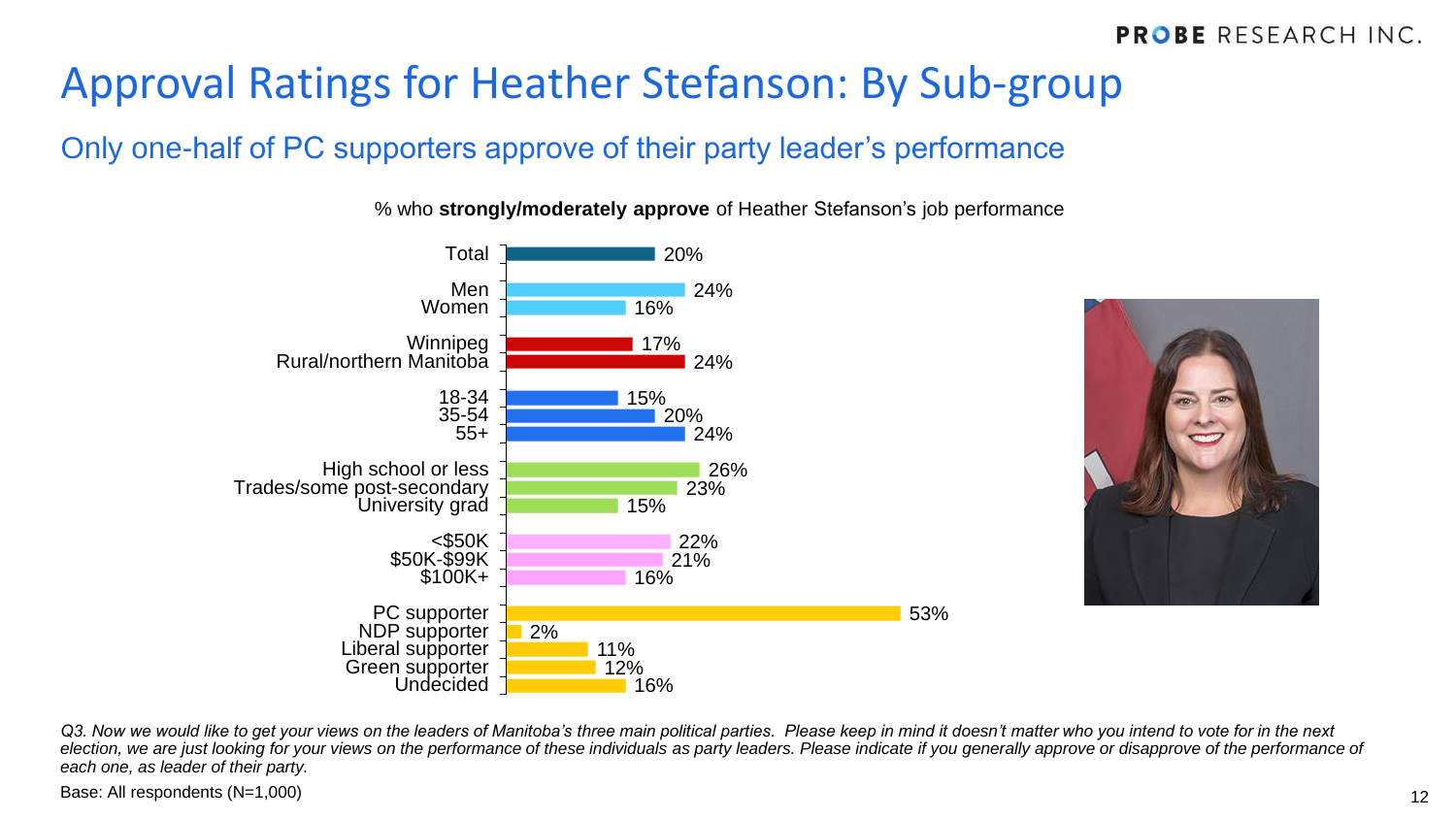# Approval Ratings for Heather Stefanson: By Sub-group

## Only one-half of PC supporters approve of their party leader's performance

% who **strongly/moderately approve** of Heather Stefanson's job performance

| Sub-group | % |
|---|---|
| Total | 20% |
| Men | 24% |
| Women | 16% |
| Winnipeg | 17% |
| Rural/northern Manitoba | 24% |
| 18-34 | 15% |
| 35-54 | 20% |
| 55+ | 24% |
| High school or less | 26% |
| Trades/some post-secondary | 23% |
| University grad | 15% |
| <$50K | 22% |
| $50K-$99K | 21% |
| $100K+ | 16% |
| PC supporter | 53% |
| NDP supporter | 2% |
| Liberal supporter | 11% |
| Green supporter | 12% |
| Undecided | 16% |

*Q3. Now we would like to get your views on the leaders of Manitoba's three main political parties. Please keep in mind it doesn't matter who you intend to vote for in the next election, we are just looking for your views on the performance of these individuals as party leaders. Please indicate if you generally approve or disapprove of the performance of each one, as leader of their party.*

Base: All respondents (N=1,000)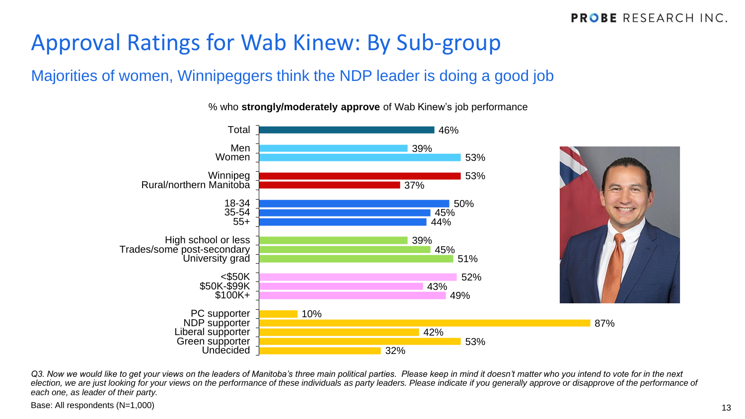# Approval Ratings for Wab Kinew: By Sub-group

## Majorities of women, Winnipeggers think the NDP leader is doing a good job

% who **strongly/moderately approve** of Wab Kinew's job performance

| Sub-group | % |
|---|---|
| Total | 46% |
| Men | 39% |
| Women | 53% |
| Winnipeg | 53% |
| Rural/northern Manitoba | 37% |
| 18-34 | 50% |
| 35-54 | 45% |
| 55+ | 44% |
| High school or less | 39% |
| Trades/some post-secondary | 45% |
| University grad | 51% |
| <$50K | 52% |
| $50K-$99K | 43% |
| $100K+ | 49% |
| PC supporter | 10% |
| NDP supporter | 87% |
| Liberal supporter | 42% |
| Green supporter | 53% |
| Undecided | 32% |

*Q3. Now we would like to get your views on the leaders of Manitoba's three main political parties. Please keep in mind it doesn't matter who you intend to vote for in the next election, we are just looking for your views on the performance of these individuals as party leaders. Please indicate if you generally approve or disapprove of the performance of each one, as leader of their party.*

Base: All respondents (N=1,000)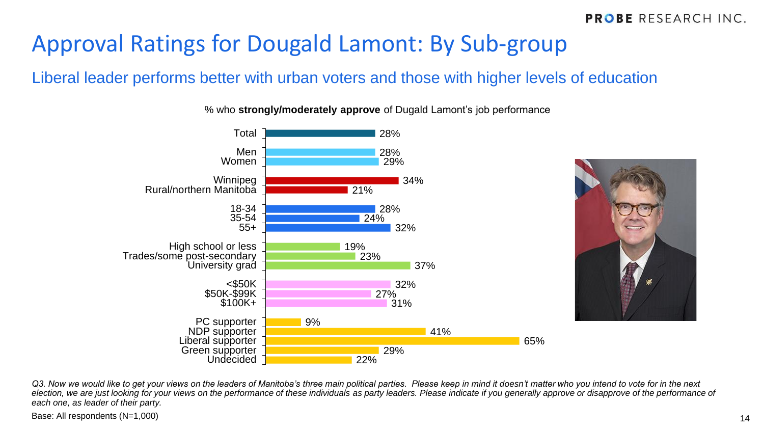# Approval Ratings for Dougald Lamont: By Sub-group

## Liberal leader performs better with urban voters and those with higher levels of education

% who **strongly/moderately approve** of Dugald Lamont's job performance

Total 28%

Men 28%
Women 29%

Winnipeg 34%
Rural/northern Manitoba 21%

18-34 28%
35-54 24%
55+ 32%

High school or less 19%
Trades/some post-secondary 23%
University grad 37%

<$50K 32%
$50K-$99K 27%
$100K+ 31%

PC supporter 9%
NDP supporter 41%
Liberal supporter 65%
Green supporter 29%
Undecided 22%

*Q3. Now we would like to get your views on the leaders of Manitoba's three main political parties. Please keep in mind it doesn't matter who you intend to vote for in the next election, we are just looking for your views on the performance of these individuals as party leaders. Please indicate if you generally approve or disapprove of the performance of each one, as leader of their party.*

Base: All respondents (N=1,000)